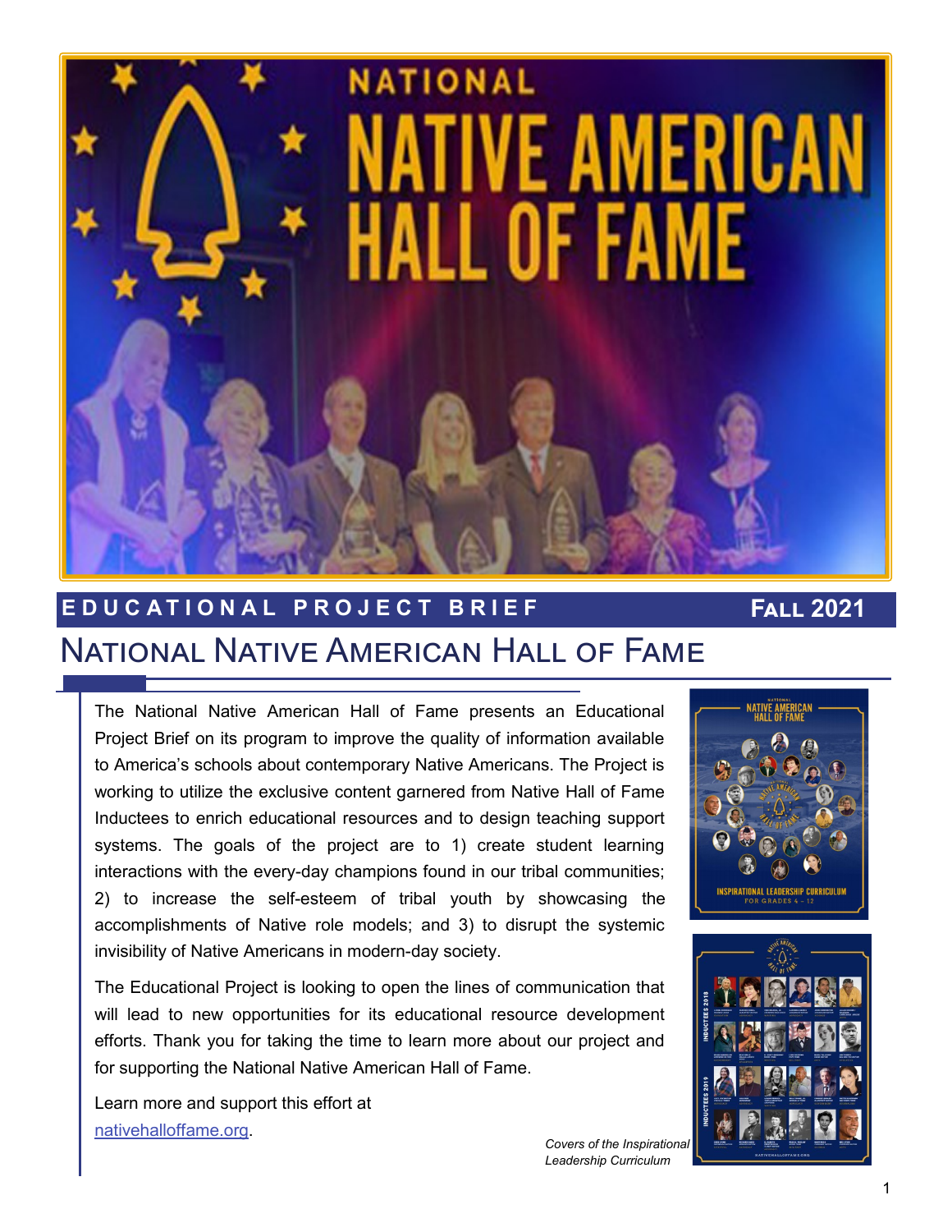**EDUCATIONAL PROJECT BRIEF** **FALL 2021**

# National Native American Hall of Fame

The National Native American Hall of Fame presents an Educational Project Brief on its program to improve the quality of information available to America's schools about contemporary Native Americans. The Project is working to utilize the exclusive content garnered from Native Hall of Fame Inductees to enrich educational resources and to design teaching support systems. The goals of the project are to 1) create student learning interactions with the every-day champions found in our tribal communities; 2) to increase the self-esteem of tribal youth by showcasing the accomplishments of Native role models; and 3) to disrupt the systemic invisibility of Native Americans in modern-day society.

The Educational Project is looking to open the lines of communication that will lead to new opportunities for its educational resource development efforts. Thank you for taking the time to learn more about our project and for supporting the National Native American Hall of Fame.

Learn more and support this effort at nativehalloffame.org.

*Covers of the Inspirational Leadership Curriculum*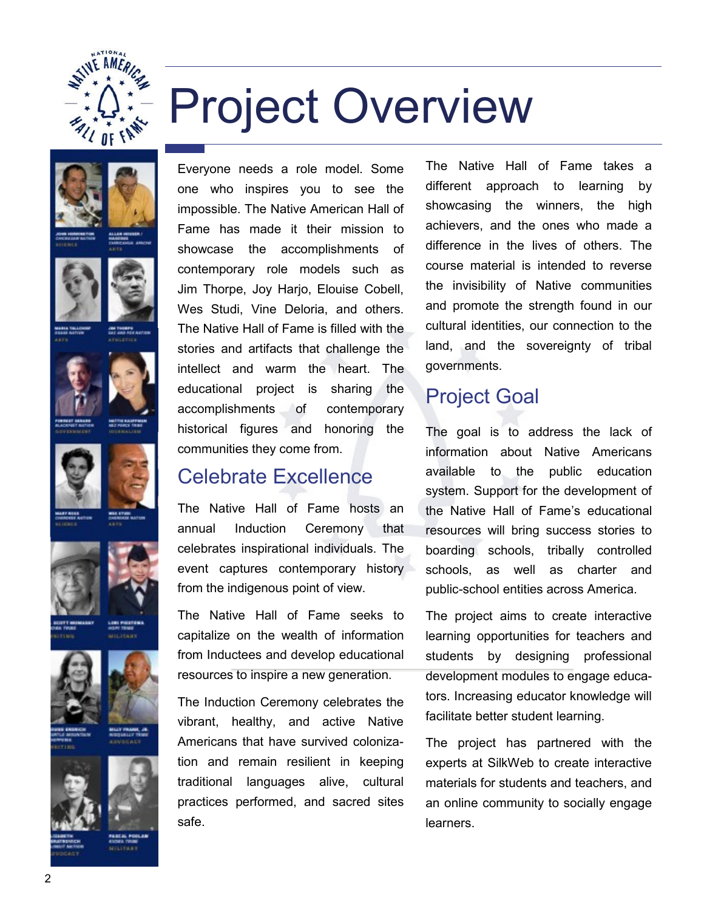# Project Overview

Everyone needs a role model. Some one who inspires you to see the impossible. The Native American Hall of Fame has made it their mission to showcase the accomplishments of contemporary role models such as Jim Thorpe, Joy Harjo, Elouise Cobell, Wes Studi, Vine Deloria, and others. The Native Hall of Fame is filled with the stories and artifacts that challenge the intellect and warm the heart. The educational project is sharing the accomplishments of contemporary historical figures and honoring the communities they come from.

## Celebrate Excellence

The Native Hall of Fame hosts an annual Induction Ceremony that celebrates inspirational individuals. The event captures contemporary history from the indigenous point of view.

The Native Hall of Fame seeks to capitalize on the wealth of information from Inductees and develop educational resources to inspire a new generation.

The Induction Ceremony celebrates the vibrant, healthy, and active Native Americans that have survived colonization and remain resilient in keeping traditional languages alive, cultural practices performed, and sacred sites safe.

The Native Hall of Fame takes a different approach to learning by showcasing the winners, the high achievers, and the ones who made a difference in the lives of others. The course material is intended to reverse the invisibility of Native communities and promote the strength found in our cultural identities, our connection to the land, and the sovereignty of tribal governments.

## Project Goal

The goal is to address the lack of information about Native Americans available to the public education system. Support for the development of the Native Hall of Fame's educational resources will bring success stories to boarding schools, tribally controlled schools, as well as charter and public-school entities across America.

The project aims to create interactive learning opportunities for teachers and students by designing professional development modules to engage educators. Increasing educator knowledge will facilitate better student learning.

The project has partnered with the experts at SilkWeb to create interactive materials for students and teachers, and an online community to socially engage learners.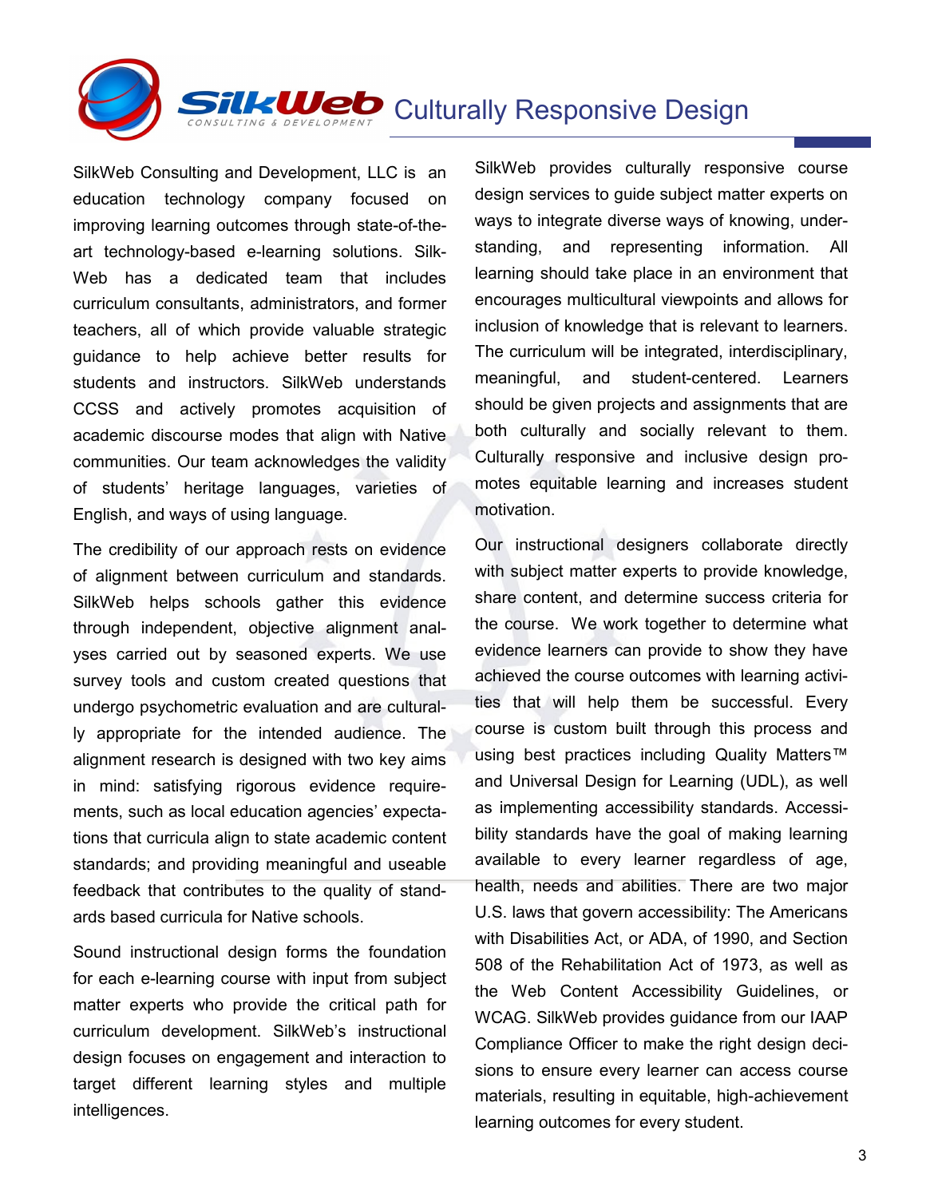# Culturally Responsive Design

SilkWeb Consulting and Development, LLC is an education technology company focused on improving learning outcomes through state-of-the-art technology-based e-learning solutions. SilkWeb has a dedicated team that includes curriculum consultants, administrators, and former teachers, all of which provide valuable strategic guidance to help achieve better results for students and instructors. SilkWeb understands CCSS and actively promotes acquisition of academic discourse modes that align with Native communities. Our team acknowledges the validity of students' heritage languages, varieties of English, and ways of using language.

The credibility of our approach rests on evidence of alignment between curriculum and standards. SilkWeb helps schools gather this evidence through independent, objective alignment analyses carried out by seasoned experts. We use survey tools and custom created questions that undergo psychometric evaluation and are culturally appropriate for the intended audience. The alignment research is designed with two key aims in mind: satisfying rigorous evidence requirements, such as local education agencies' expectations that curricula align to state academic content standards; and providing meaningful and useable feedback that contributes to the quality of standards based curricula for Native schools.

Sound instructional design forms the foundation for each e-learning course with input from subject matter experts who provide the critical path for curriculum development. SilkWeb's instructional design focuses on engagement and interaction to target different learning styles and multiple intelligences.

SilkWeb provides culturally responsive course design services to guide subject matter experts on ways to integrate diverse ways of knowing, understanding, and representing information. All learning should take place in an environment that encourages multicultural viewpoints and allows for inclusion of knowledge that is relevant to learners. The curriculum will be integrated, interdisciplinary, meaningful, and student-centered. Learners should be given projects and assignments that are both culturally and socially relevant to them. Culturally responsive and inclusive design promotes equitable learning and increases student motivation.

Our instructional designers collaborate directly with subject matter experts to provide knowledge, share content, and determine success criteria for the course. We work together to determine what evidence learners can provide to show they have achieved the course outcomes with learning activities that will help them be successful. Every course is custom built through this process and using best practices including Quality Matters™ and Universal Design for Learning (UDL), as well as implementing accessibility standards. Accessibility standards have the goal of making learning available to every learner regardless of age, health, needs and abilities. There are two major U.S. laws that govern accessibility: The Americans with Disabilities Act, or ADA, of 1990, and Section 508 of the Rehabilitation Act of 1973, as well as the Web Content Accessibility Guidelines, or WCAG. SilkWeb provides guidance from our IAAP Compliance Officer to make the right design decisions to ensure every learner can access course materials, resulting in equitable, high-achievement learning outcomes for every student.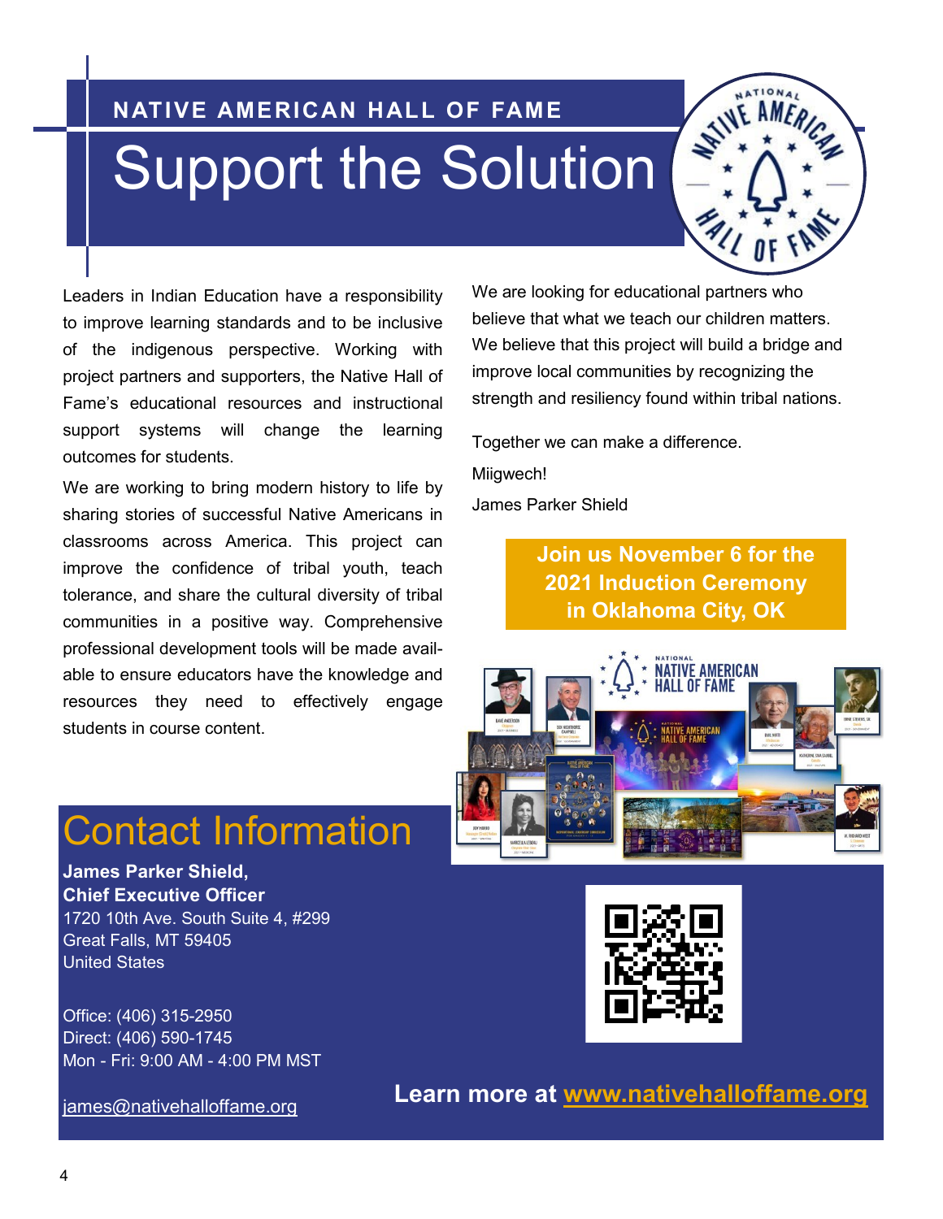NATIVE AMERICAN HALL OF FAME

# Support the Solution

Leaders in Indian Education have a responsibility to improve learning standards and to be inclusive of the indigenous perspective. Working with project partners and supporters, the Native Hall of Fame's educational resources and instructional support systems will change the learning outcomes for students.

We are working to bring modern history to life by sharing stories of successful Native Americans in classrooms across America. This project can improve the confidence of tribal youth, teach tolerance, and share the cultural diversity of tribal communities in a positive way. Comprehensive professional development tools will be made available to ensure educators have the knowledge and resources they need to effectively engage students in course content.

We are looking for educational partners who believe that what we teach our children matters. We believe that this project will build a bridge and improve local communities by recognizing the strength and resiliency found within tribal nations.

Together we can make a difference.

Miigwech!

James Parker Shield

**Join us November 6 for the 2021 Induction Ceremony in Oklahoma City, OK**

## Contact Information

**James Parker Shield,**
**Chief Executive Officer**
1720 10th Ave. South Suite 4, #299
Great Falls, MT 59405
United States

Office: (406) 315-2950
Direct: (406) 590-1745
Mon - Fri: 9:00 AM - 4:00 PM MST

james@nativehalloffame.org

**Learn more at www.nativehalloffame.org**